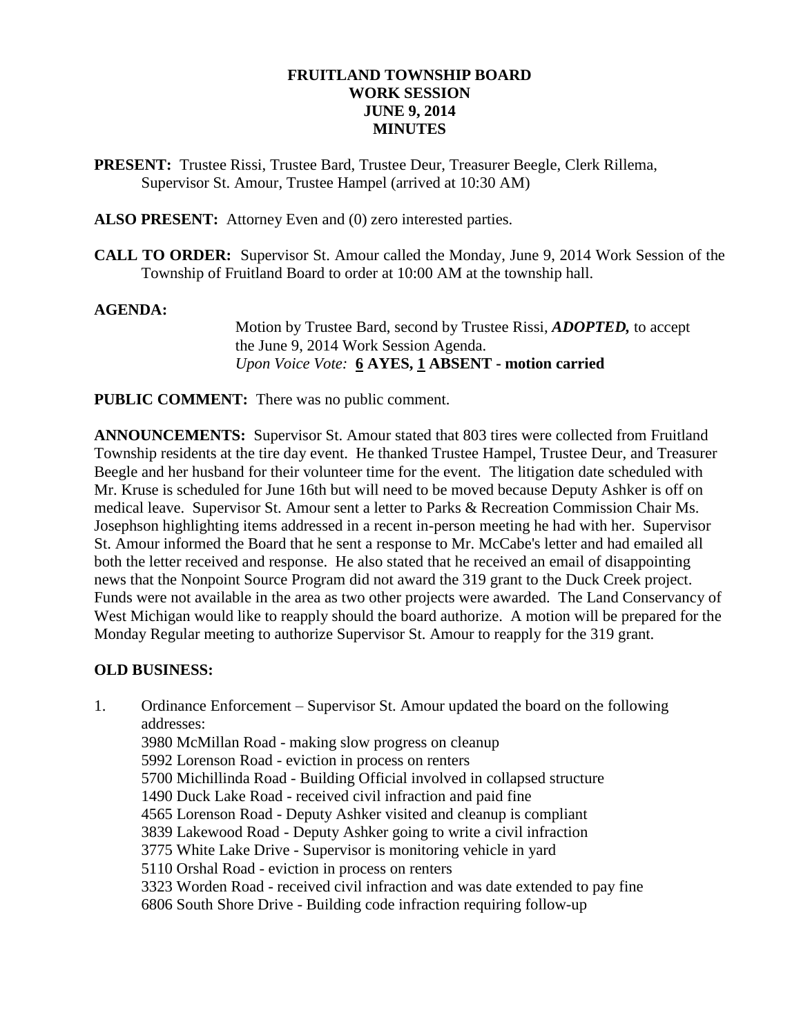# FRUITLAND TOWNSHIP BOARD
# WORK SESSION
# JUNE 9, 2014
# MINUTES

**PRESENT:** Trustee Rissi, Trustee Bard, Trustee Deur, Treasurer Beegle, Clerk Rillema, Supervisor St. Amour, Trustee Hampel (arrived at 10:30 AM)

**ALSO PRESENT:** Attorney Even and (0) zero interested parties.

**CALL TO ORDER:** Supervisor St. Amour called the Monday, June 9, 2014 Work Session of the Township of Fruitland Board to order at 10:00 AM at the township hall.

**AGENDA:**

Motion by Trustee Bard, second by Trustee Rissi, ***ADOPTED,*** to accept the June 9, 2014 Work Session Agenda.
*Upon Voice Vote:* **6 AYES, 1 ABSENT - motion carried**

**PUBLIC COMMENT:** There was no public comment.

**ANNOUNCEMENTS:** Supervisor St. Amour stated that 803 tires were collected from Fruitland Township residents at the tire day event. He thanked Trustee Hampel, Trustee Deur, and Treasurer Beegle and her husband for their volunteer time for the event. The litigation date scheduled with Mr. Kruse is scheduled for June 16th but will need to be moved because Deputy Ashker is off on medical leave. Supervisor St. Amour sent a letter to Parks & Recreation Commission Chair Ms. Josephson highlighting items addressed in a recent in-person meeting he had with her. Supervisor St. Amour informed the Board that he sent a response to Mr. McCabe's letter and had emailed all both the letter received and response. He also stated that he received an email of disappointing news that the Nonpoint Source Program did not award the 319 grant to the Duck Creek project. Funds were not available in the area as two other projects were awarded. The Land Conservancy of West Michigan would like to reapply should the board authorize. A motion will be prepared for the Monday Regular meeting to authorize Supervisor St. Amour to reapply for the 319 grant.

**OLD BUSINESS:**

1. Ordinance Enforcement – Supervisor St. Amour updated the board on the following addresses:
   3980 McMillan Road - making slow progress on cleanup
   5992 Lorenson Road - eviction in process on renters
   5700 Michillinda Road - Building Official involved in collapsed structure
   1490 Duck Lake Road - received civil infraction and paid fine
   4565 Lorenson Road - Deputy Ashker visited and cleanup is compliant
   3839 Lakewood Road - Deputy Ashker going to write a civil infraction
   3775 White Lake Drive - Supervisor is monitoring vehicle in yard
   5110 Orshal Road - eviction in process on renters
   3323 Worden Road - received civil infraction and was date extended to pay fine
   6806 South Shore Drive - Building code infraction requiring follow-up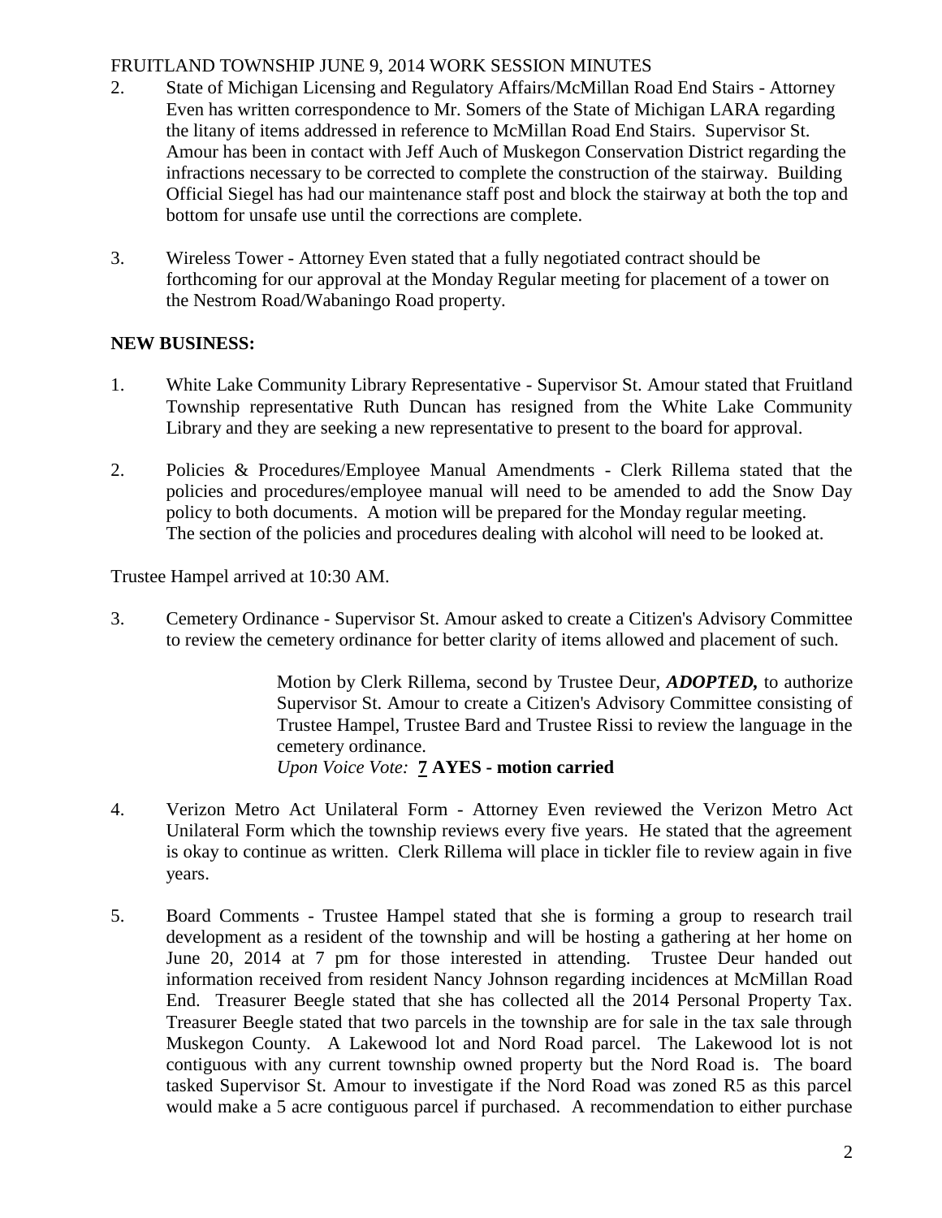2. State of Michigan Licensing and Regulatory Affairs/McMillan Road End Stairs - Attorney Even has written correspondence to Mr. Somers of the State of Michigan LARA regarding the litany of items addressed in reference to McMillan Road End Stairs. Supervisor St. Amour has been in contact with Jeff Auch of Muskegon Conservation District regarding the infractions necessary to be corrected to complete the construction of the stairway. Building Official Siegel has had our maintenance staff post and block the stairway at both the top and bottom for unsafe use until the corrections are complete.

3. Wireless Tower - Attorney Even stated that a fully negotiated contract should be forthcoming for our approval at the Monday Regular meeting for placement of a tower on the Nestrom Road/Wabaningo Road property.

**NEW BUSINESS:**

1. White Lake Community Library Representative - Supervisor St. Amour stated that Fruitland Township representative Ruth Duncan has resigned from the White Lake Community Library and they are seeking a new representative to present to the board for approval.

2. Policies & Procedures/Employee Manual Amendments - Clerk Rillema stated that the policies and procedures/employee manual will need to be amended to add the Snow Day policy to both documents. A motion will be prepared for the Monday regular meeting. The section of the policies and procedures dealing with alcohol will need to be looked at.

Trustee Hampel arrived at 10:30 AM.

3. Cemetery Ordinance - Supervisor St. Amour asked to create a Citizen's Advisory Committee to review the cemetery ordinance for better clarity of items allowed and placement of such.

   Motion by Clerk Rillema, second by Trustee Deur, ***ADOPTED,*** to authorize Supervisor St. Amour to create a Citizen's Advisory Committee consisting of Trustee Hampel, Trustee Bard and Trustee Rissi to review the language in the cemetery ordinance.
   *Upon Voice Vote:* **7 AYES - motion carried**

4. Verizon Metro Act Unilateral Form - Attorney Even reviewed the Verizon Metro Act Unilateral Form which the township reviews every five years. He stated that the agreement is okay to continue as written. Clerk Rillema will place in tickler file to review again in five years.

5. Board Comments - Trustee Hampel stated that she is forming a group to research trail development as a resident of the township and will be hosting a gathering at her home on June 20, 2014 at 7 pm for those interested in attending. Trustee Deur handed out information received from resident Nancy Johnson regarding incidences at McMillan Road End. Treasurer Beegle stated that she has collected all the 2014 Personal Property Tax. Treasurer Beegle stated that two parcels in the township are for sale in the tax sale through Muskegon County. A Lakewood lot and Nord Road parcel. The Lakewood lot is not contiguous with any current township owned property but the Nord Road is. The board tasked Supervisor St. Amour to investigate if the Nord Road was zoned R5 as this parcel would make a 5 acre contiguous parcel if purchased. A recommendation to either purchase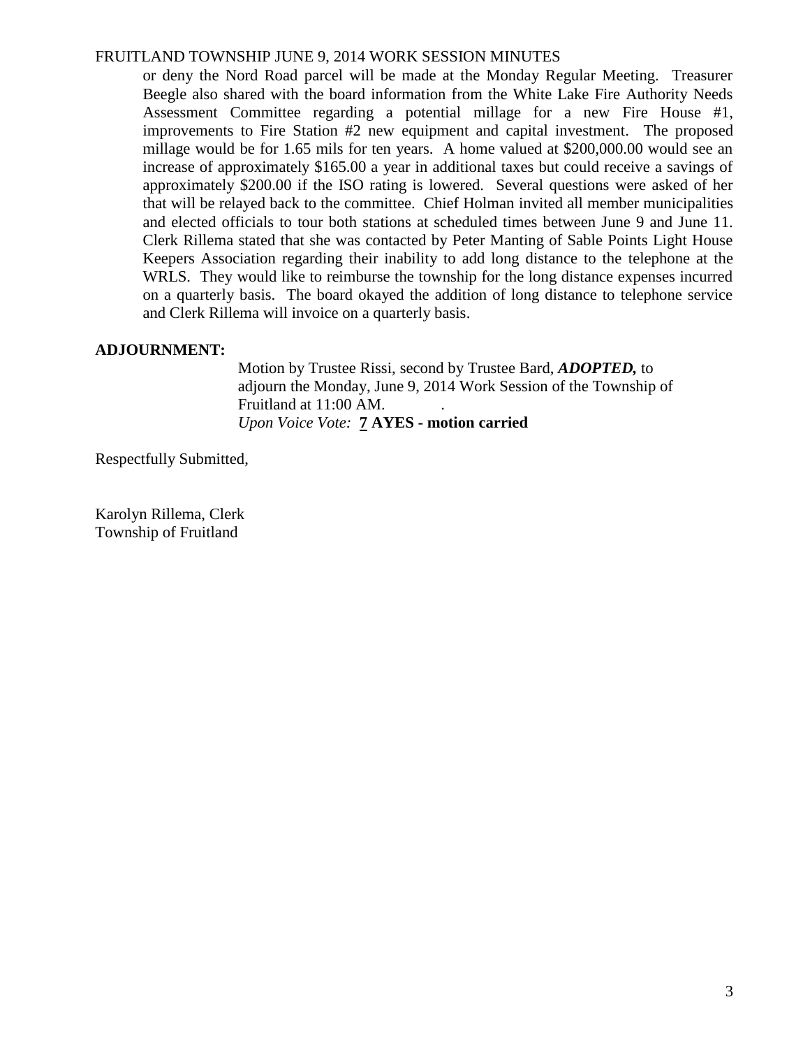or deny the Nord Road parcel will be made at the Monday Regular Meeting. Treasurer Beegle also shared with the board information from the White Lake Fire Authority Needs Assessment Committee regarding a potential millage for a new Fire House #1, improvements to Fire Station #2 new equipment and capital investment. The proposed millage would be for 1.65 mils for ten years. A home valued at $200,000.00 would see an increase of approximately $165.00 a year in additional taxes but could receive a savings of approximately $200.00 if the ISO rating is lowered. Several questions were asked of her that will be relayed back to the committee. Chief Holman invited all member municipalities and elected officials to tour both stations at scheduled times between June 9 and June 11. Clerk Rillema stated that she was contacted by Peter Manting of Sable Points Light House Keepers Association regarding their inability to add long distance to the telephone at the WRLS. They would like to reimburse the township for the long distance expenses incurred on a quarterly basis. The board okayed the addition of long distance to telephone service and Clerk Rillema will invoice on a quarterly basis.

**ADJOURNMENT:**

Motion by Trustee Rissi, second by Trustee Bard, ***ADOPTED,*** to adjourn the Monday, June 9, 2014 Work Session of the Township of Fruitland at 11:00 AM. .
*Upon Voice Vote:* **7 AYES - motion carried**

Respectfully Submitted,

Karolyn Rillema, Clerk
Township of Fruitland